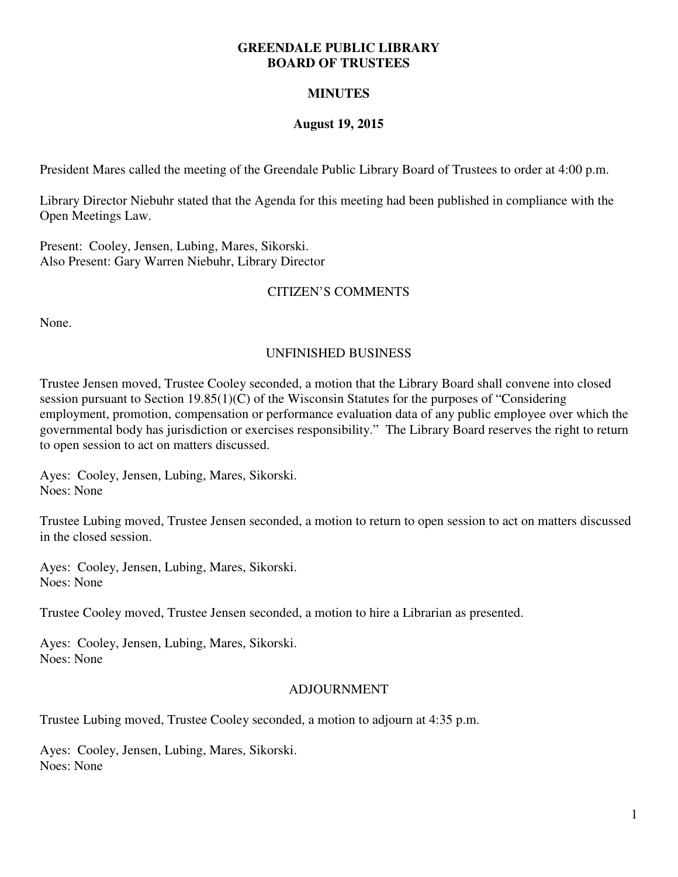# GREENDALE PUBLIC LIBRARY
# BOARD OF TRUSTEES

## MINUTES

### August 19, 2015

President Mares called the meeting of the Greendale Public Library Board of Trustees to order at 4:00 p.m.

Library Director Niebuhr stated that the Agenda for this meeting had been published in compliance with the Open Meetings Law.

Present: Cooley, Jensen, Lubing, Mares, Sikorski.
Also Present: Gary Warren Niebuhr, Library Director

## CITIZEN'S COMMENTS

None.

## UNFINISHED BUSINESS

Trustee Jensen moved, Trustee Cooley seconded, a motion that the Library Board shall convene into closed session pursuant to Section 19.85(1)(C) of the Wisconsin Statutes for the purposes of "Considering employment, promotion, compensation or performance evaluation data of any public employee over which the governmental body has jurisdiction or exercises responsibility." The Library Board reserves the right to return to open session to act on matters discussed.

Ayes: Cooley, Jensen, Lubing, Mares, Sikorski.
Noes: None

Trustee Lubing moved, Trustee Jensen seconded, a motion to return to open session to act on matters discussed in the closed session.

Ayes: Cooley, Jensen, Lubing, Mares, Sikorski.
Noes: None

Trustee Cooley moved, Trustee Jensen seconded, a motion to hire a Librarian as presented.

Ayes: Cooley, Jensen, Lubing, Mares, Sikorski.
Noes: None

## ADJOURNMENT

Trustee Lubing moved, Trustee Cooley seconded, a motion to adjourn at 4:35 p.m.

Ayes: Cooley, Jensen, Lubing, Mares, Sikorski.
Noes: None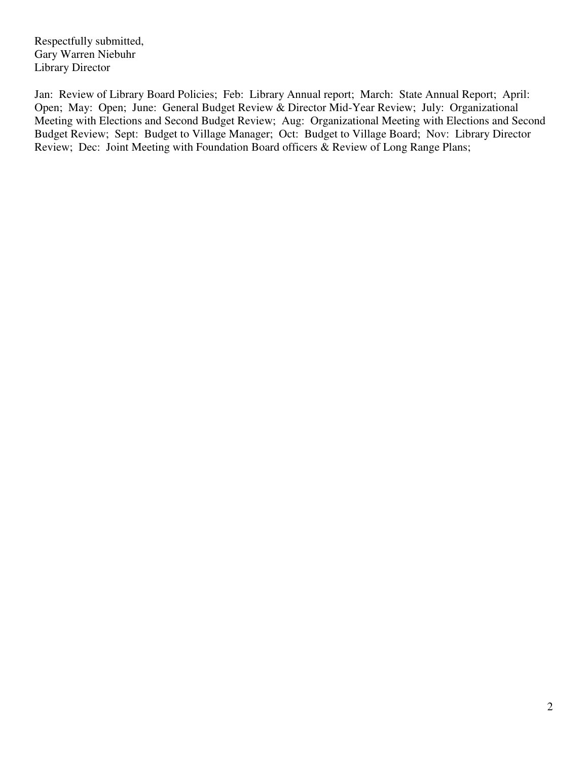Respectfully submitted,
Gary Warren Niebuhr
Library Director

Jan: Review of Library Board Policies; Feb: Library Annual report; March: State Annual Report; April: Open; May: Open; June: General Budget Review & Director Mid-Year Review; July: Organizational Meeting with Elections and Second Budget Review; Aug: Organizational Meeting with Elections and Second Budget Review; Sept: Budget to Village Manager; Oct: Budget to Village Board; Nov: Library Director Review; Dec: Joint Meeting with Foundation Board officers & Review of Long Range Plans;